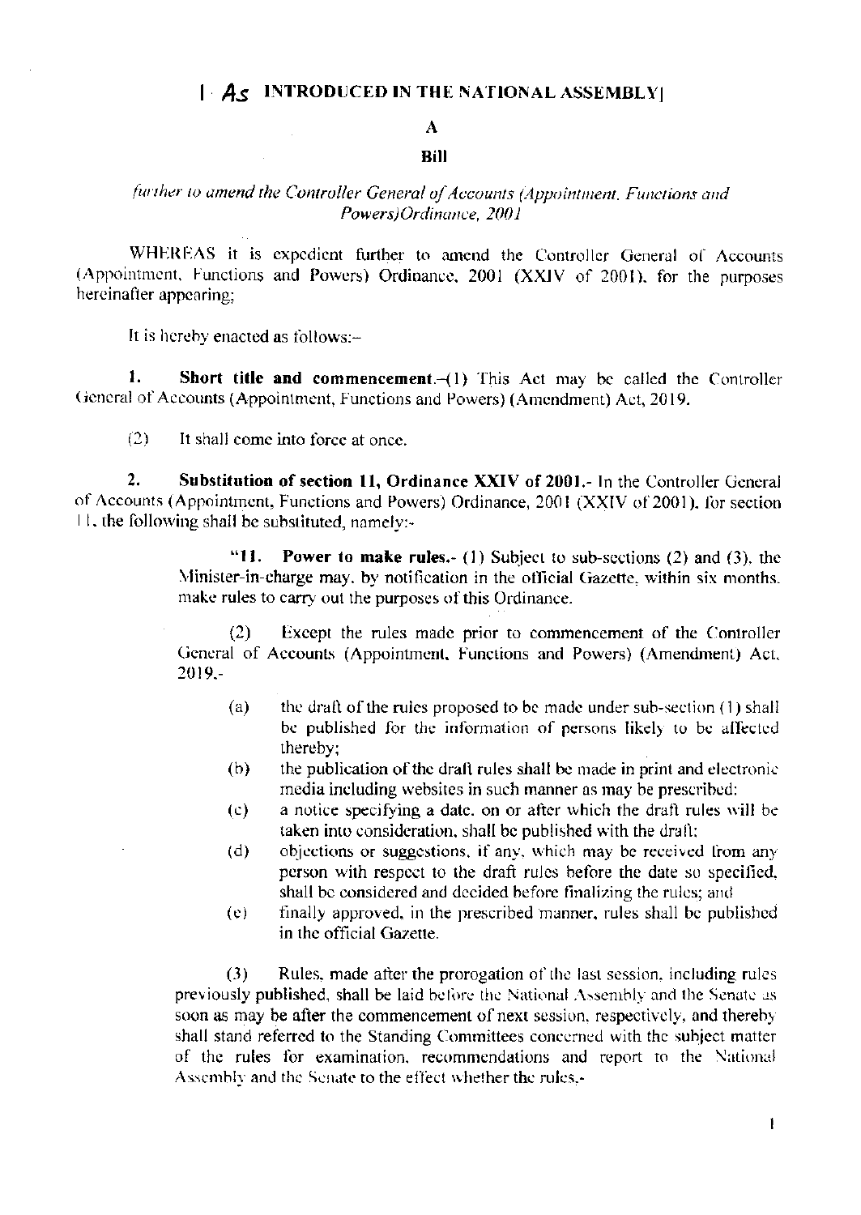**[ As INTRODUCED IN THE NATIONAL ASSEMBLY]**

**A**

**Bill**

*further to amend the Controller General of Accounts (Appointment, Functions and Powers)Ordinance, 2001*

WHEREAS it is expedient further to amend the Controller General of Accounts (Appointment, Functions and Powers) Ordinance, 2001 (XXIV of 2001), for the purposes hereinafter appearing;

It is hereby enacted as follows:–

**1. Short title and commencement.**–(1) This Act may be called the Controller General of Accounts (Appointment, Functions and Powers) (Amendment) Act, 2019.

(2) It shall come into force at once.

**2. Substitution of section 11, Ordinance XXIV of 2001.**- In the Controller General of Accounts (Appointment, Functions and Powers) Ordinance, 2001 (XXIV of 2001), for section 11, the following shall be substituted, namely:-

> "**11. Power to make rules.**- (1) Subject to sub-sections (2) and (3), the Minister-in-charge may, by notification in the official Gazette, within six months, make rules to carry out the purposes of this Ordinance.
>
> (2) Except the rules made prior to commencement of the Controller General of Accounts (Appointment, Functions and Powers) (Amendment) Act, 2019,-
>
> (a) the draft of the rules proposed to be made under sub-section (1) shall be published for the information of persons likely to be affected thereby;
>
> (b) the publication of the draft rules shall be made in print and electronic media including websites in such manner as may be prescribed;
>
> (c) a notice specifying a date, on or after which the draft rules will be taken into consideration, shall be published with the draft;
>
> (d) objections or suggestions, if any, which may be received from any person with respect to the draft rules before the date so specified, shall be considered and decided before finalizing the rules; and
>
> (e) finally approved, in the prescribed manner, rules shall be published in the official Gazette.
>
> (3) Rules, made after the prorogation of the last session, including rules previously published, shall be laid before the National Assembly and the Senate as soon as may be after the commencement of next session, respectively, and thereby shall stand referred to the Standing Committees concerned with the subject matter of the rules for examination, recommendations and report to the National Assembly and the Senate to the effect whether the rules,-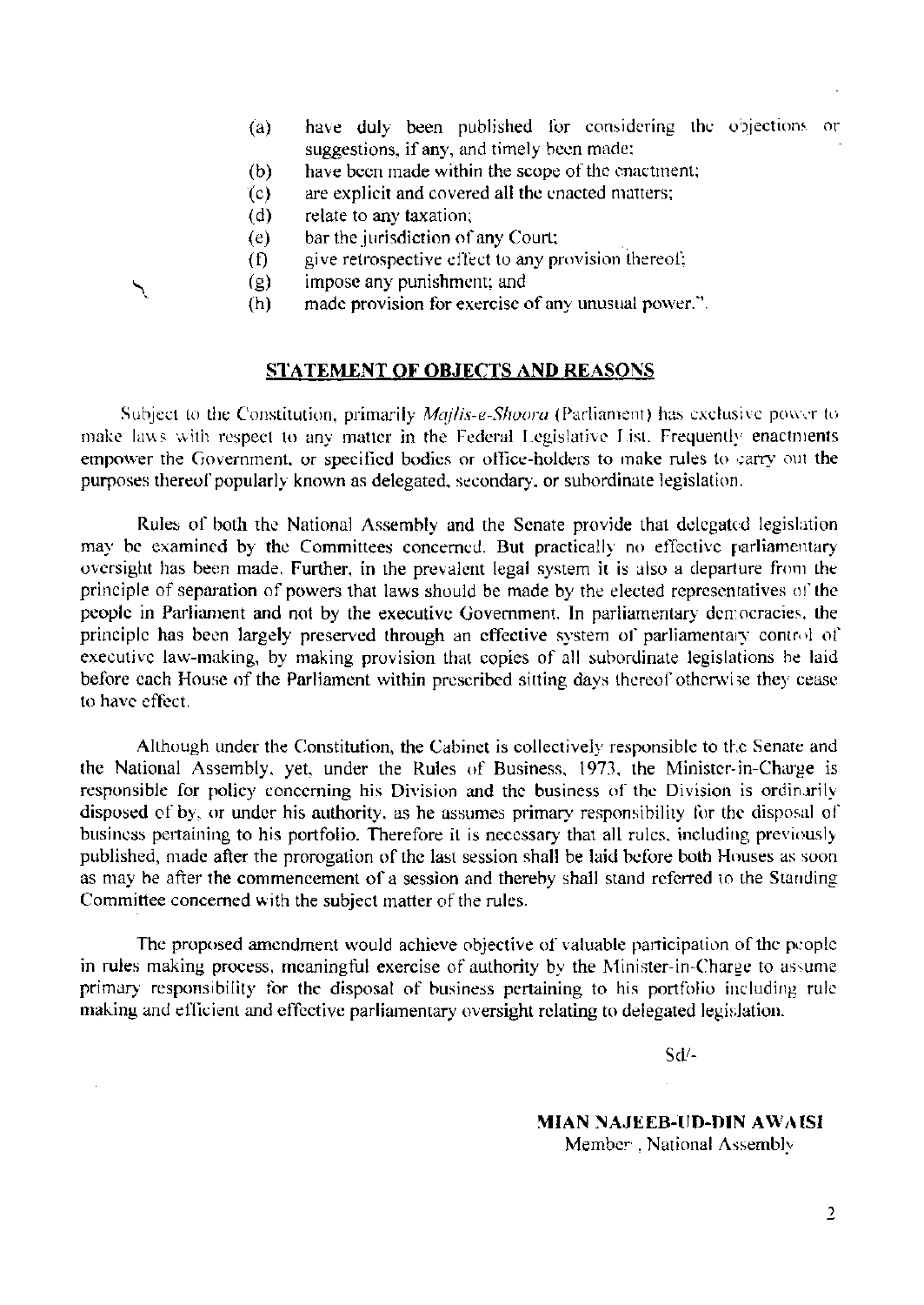(a) have duly been published for considering the objections or suggestions, if any, and timely been made:
(b) have been made within the scope of the enactment;
(c) are explicit and covered all the enacted matters;
(d) relate to any taxation;
(e) bar the jurisdiction of any Court;
(f) give retrospective effect to any provision thereof;
(g) impose any punishment; and
(h) made provision for exercise of any unusual power.".

## STATEMENT OF OBJECTS AND REASONS

Subject to the Constitution, primarily *Majlis-e-Shoora* (Parliament) has exclusive power to make laws with respect to any matter in the Federal Legislative List. Frequently enactments empower the Government, or specified bodies or office-holders to make rules to carry out the purposes thereof popularly known as delegated, secondary, or subordinate legislation.

Rules of both the National Assembly and the Senate provide that delegated legislation may be examined by the Committees concerned. But practically no effective parliamentary oversight has been made. Further, in the prevalent legal system it is also a departure from the principle of separation of powers that laws should be made by the elected representatives of the people in Parliament and not by the executive Government. In parliamentary democracies, the principle has been largely preserved through an effective system of parliamentary control of executive law-making, by making provision that copies of all subordinate legislations be laid before each House of the Parliament within prescribed sitting days thereof otherwise they cease to have effect.

Although under the Constitution, the Cabinet is collectively responsible to the Senate and the National Assembly, yet, under the Rules of Business, 1973, the Minister-in-Charge is responsible for policy concerning his Division and the business of the Division is ordinarily disposed of by, or under his authority, as he assumes primary responsibility for the disposal of business pertaining to his portfolio. Therefore it is necessary that all rules, including previously published, made after the prorogation of the last session shall be laid before both Houses as soon as may be after the commencement of a session and thereby shall stand referred to the Standing Committee concerned with the subject matter of the rules.

The proposed amendment would achieve objective of valuable participation of the people in rules making process, meaningful exercise of authority by the Minister-in-Charge to assume primary responsibility for the disposal of business pertaining to his portfolio including rule making and efficient and effective parliamentary oversight relating to delegated legislation.

Sd/-

**MIAN NAJEEB-UD-DIN AWAISI**
Member, National Assembly